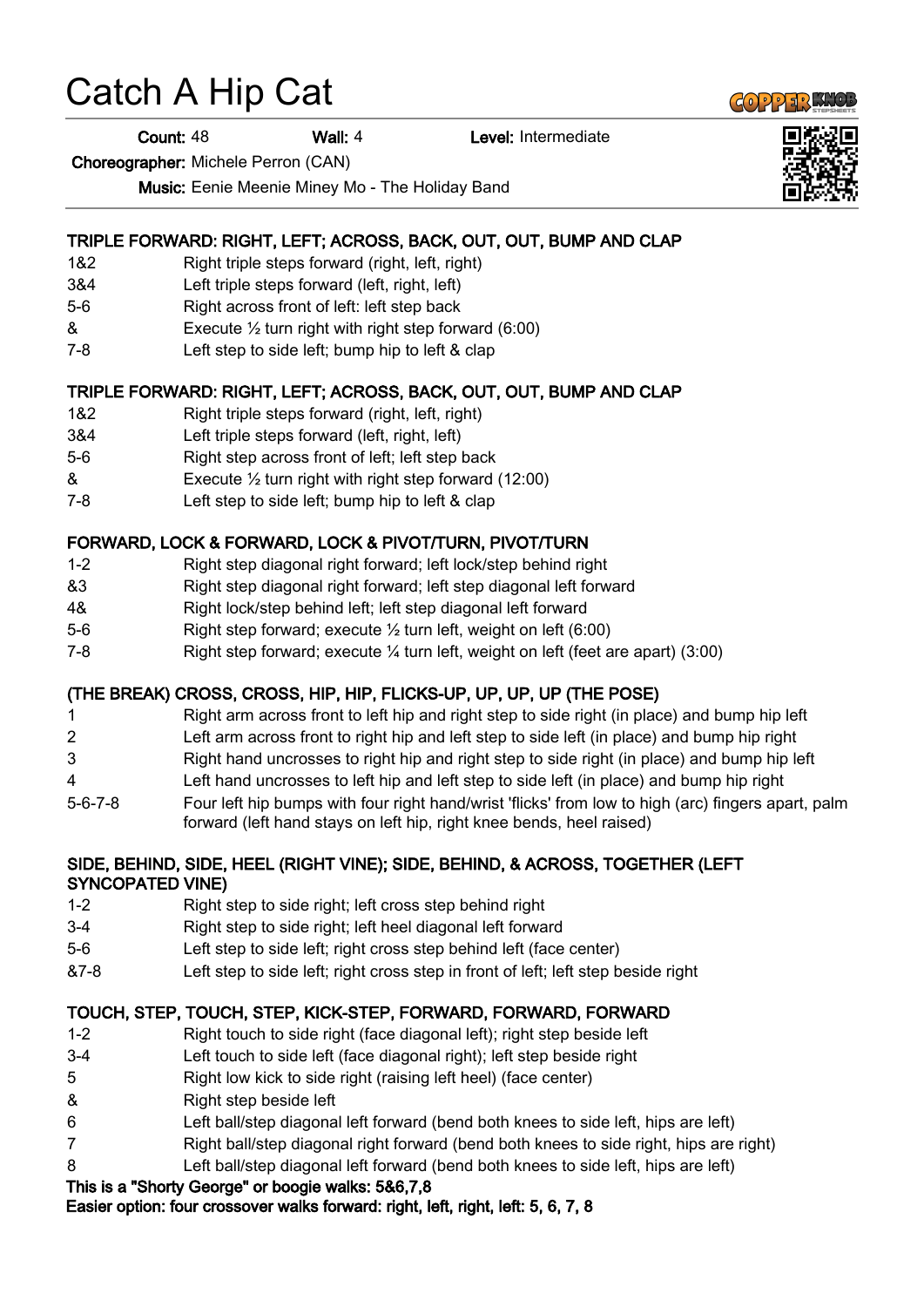# Catch A Hip Cat

**Count:** 48 **Wall:** 4 **Level:** Intermediate

**Choreographer:** Michele Perron (CAN)

**Music:** Eenie Meenie Miney Mo - The Holiday Band

**TRIPLE FORWARD: RIGHT, LEFT; ACROSS, BACK, OUT, OUT, BUMP AND CLAP**

| | |
|---|---|
| 1&2 | Right triple steps forward (right, left, right) |
| 3&4 | Left triple steps forward (left, right, left) |
| 5-6 | Right across front of left: left step back |
| & | Execute ½ turn right with right step forward (6:00) |
| 7-8 | Left step to side left; bump hip to left & clap |

**TRIPLE FORWARD: RIGHT, LEFT; ACROSS, BACK, OUT, OUT, BUMP AND CLAP**

| | |
|---|---|
| 1&2 | Right triple steps forward (right, left, right) |
| 3&4 | Left triple steps forward (left, right, left) |
| 5-6 | Right step across front of left; left step back |
| & | Execute ½ turn right with right step forward (12:00) |
| 7-8 | Left step to side left; bump hip to left & clap |

**FORWARD, LOCK & FORWARD, LOCK & PIVOT/TURN, PIVOT/TURN**

| | |
|---|---|
| 1-2 | Right step diagonal right forward; left lock/step behind right |
| &3 | Right step diagonal right forward; left step diagonal left forward |
| 4& | Right lock/step behind left; left step diagonal left forward |
| 5-6 | Right step forward; execute ½ turn left, weight on left (6:00) |
| 7-8 | Right step forward; execute ¼ turn left, weight on left (feet are apart) (3:00) |

**(THE BREAK) CROSS, CROSS, HIP, HIP, FLICKS-UP, UP, UP, UP (THE POSE)**

| | |
|---|---|
| 1 | Right arm across front to left hip and right step to side right (in place) and bump hip left |
| 2 | Left arm across front to right hip and left step to side left (in place) and bump hip right |
| 3 | Right hand uncrosses to right hip and right step to side right (in place) and bump hip left |
| 4 | Left hand uncrosses to left hip and left step to side left (in place) and bump hip right |
| 5-6-7-8 | Four left hip bumps with four right hand/wrist 'flicks' from low to high (arc) fingers apart, palm forward (left hand stays on left hip, right knee bends, heel raised) |

**SIDE, BEHIND, SIDE, HEEL (RIGHT VINE); SIDE, BEHIND, & ACROSS, TOGETHER (LEFT SYNCOPATED VINE)**

| | |
|---|---|
| 1-2 | Right step to side right; left cross step behind right |
| 3-4 | Right step to side right; left heel diagonal left forward |
| 5-6 | Left step to side left; right cross step behind left (face center) |
| &7-8 | Left step to side left; right cross step in front of left; left step beside right |

**TOUCH, STEP, TOUCH, STEP, KICK-STEP, FORWARD, FORWARD, FORWARD**

| | |
|---|---|
| 1-2 | Right touch to side right (face diagonal left); right step beside left |
| 3-4 | Left touch to side left (face diagonal right); left step beside right |
| 5 | Right low kick to side right (raising left heel) (face center) |
| & | Right step beside left |
| 6 | Left ball/step diagonal left forward (bend both knees to side left, hips are left) |
| 7 | Right ball/step diagonal right forward (bend both knees to side right, hips are right) |
| 8 | Left ball/step diagonal left forward (bend both knees to side left, hips are left) |

**This is a "Shorty George" or boogie walks: 5&6,7,8**

**Easier option: four crossover walks forward: right, left, right, left: 5, 6, 7, 8**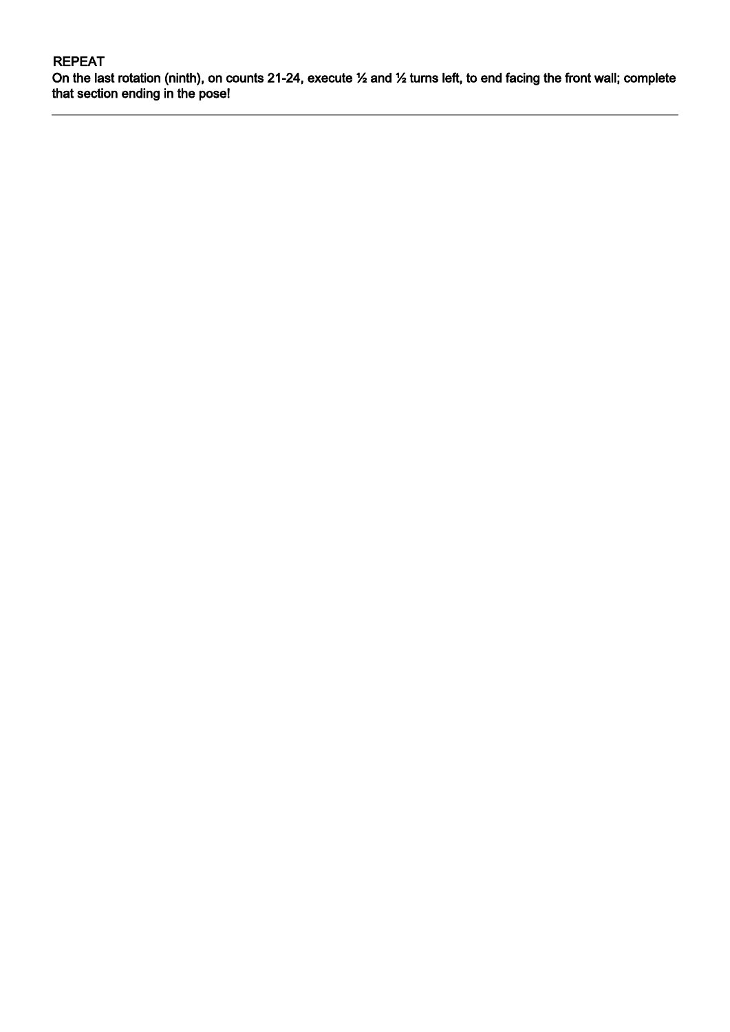REPEAT

**On the last rotation (ninth), on counts 21-24, execute ½ and ½ turns left, to end facing the front wall; complete that section ending in the pose!**

---